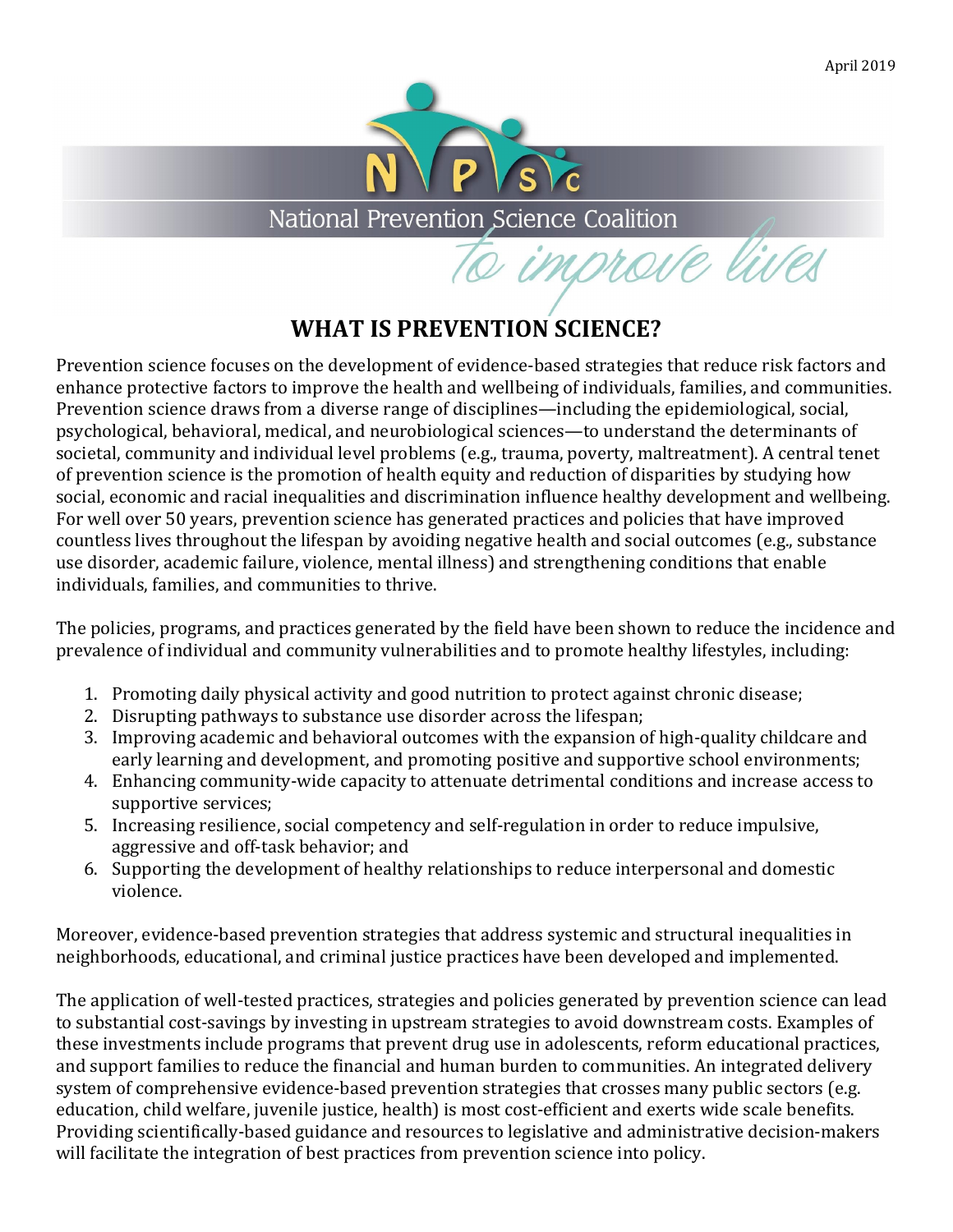April 2019

National Prevention Science Coalition

*to improve lives*

# WHAT IS PREVENTION SCIENCE?

Prevention science focuses on the development of evidence-based strategies that reduce risk factors and enhance protective factors to improve the health and wellbeing of individuals, families, and communities. Prevention science draws from a diverse range of disciplines—including the epidemiological, social, psychological, behavioral, medical, and neurobiological sciences—to understand the determinants of societal, community and individual level problems (e.g., trauma, poverty, maltreatment). A central tenet of prevention science is the promotion of health equity and reduction of disparities by studying how social, economic and racial inequalities and discrimination influence healthy development and wellbeing. For well over 50 years, prevention science has generated practices and policies that have improved countless lives throughout the lifespan by avoiding negative health and social outcomes (e.g., substance use disorder, academic failure, violence, mental illness) and strengthening conditions that enable individuals, families, and communities to thrive.

The policies, programs, and practices generated by the field have been shown to reduce the incidence and prevalence of individual and community vulnerabilities and to promote healthy lifestyles, including:

1. Promoting daily physical activity and good nutrition to protect against chronic disease;
2. Disrupting pathways to substance use disorder across the lifespan;
3. Improving academic and behavioral outcomes with the expansion of high-quality childcare and early learning and development, and promoting positive and supportive school environments;
4. Enhancing community-wide capacity to attenuate detrimental conditions and increase access to supportive services;
5. Increasing resilience, social competency and self-regulation in order to reduce impulsive, aggressive and off-task behavior; and
6. Supporting the development of healthy relationships to reduce interpersonal and domestic violence.

Moreover, evidence-based prevention strategies that address systemic and structural inequalities in neighborhoods, educational, and criminal justice practices have been developed and implemented.

The application of well-tested practices, strategies and policies generated by prevention science can lead to substantial cost-savings by investing in upstream strategies to avoid downstream costs. Examples of these investments include programs that prevent drug use in adolescents, reform educational practices, and support families to reduce the financial and human burden to communities. An integrated delivery system of comprehensive evidence-based prevention strategies that crosses many public sectors (e.g. education, child welfare, juvenile justice, health) is most cost-efficient and exerts wide scale benefits. Providing scientifically-based guidance and resources to legislative and administrative decision-makers will facilitate the integration of best practices from prevention science into policy.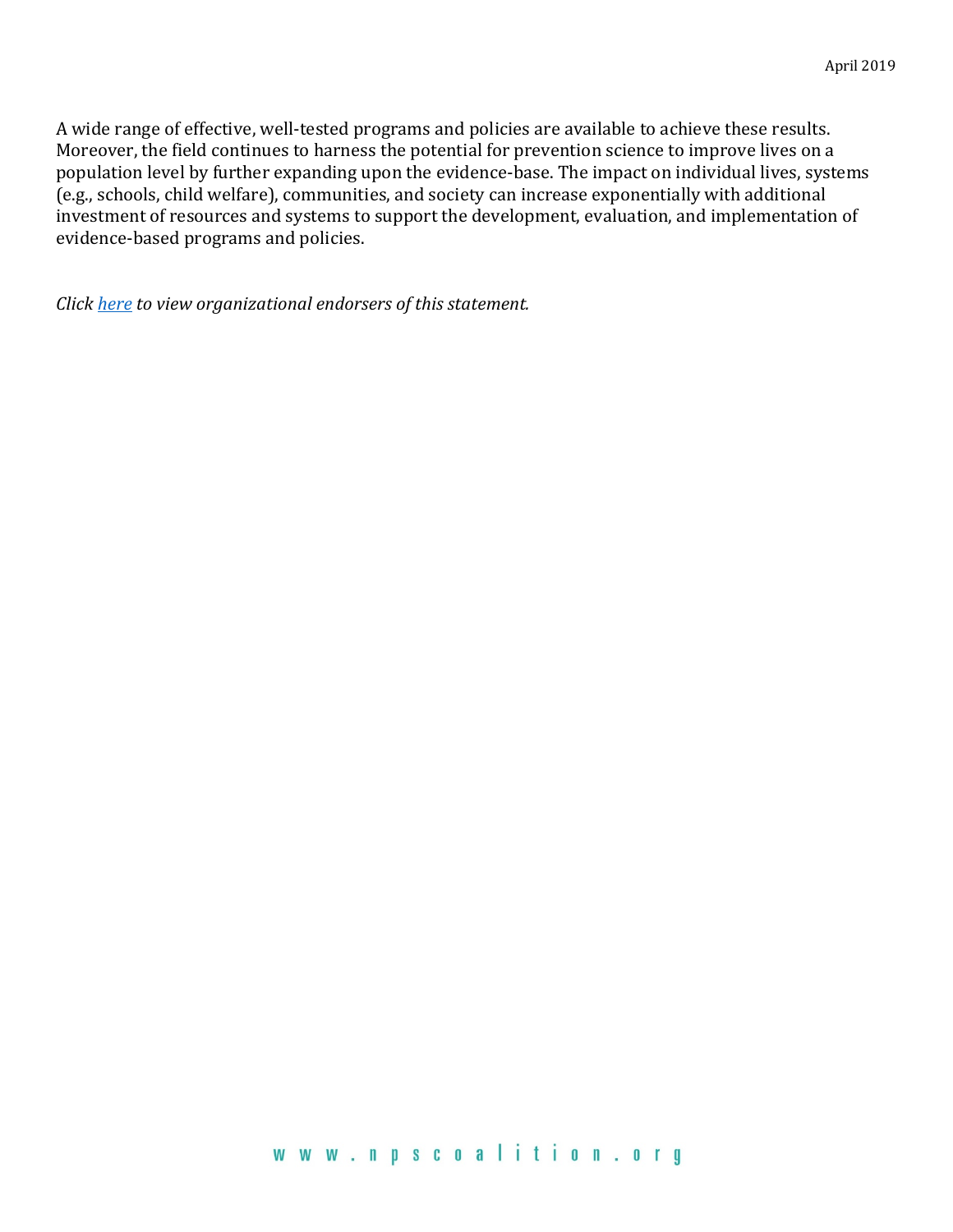A wide range of effective, well-tested programs and policies are available to achieve these results. Moreover, the field continues to harness the potential for prevention science to improve lives on a population level by further expanding upon the evidence-base. The impact on individual lives, systems (e.g., schools, child welfare), communities, and society can increase exponentially with additional investment of resources and systems to support the development, evaluation, and implementation of evidence-based programs and policies.

*Click here to view organizational endorsers of this statement.*